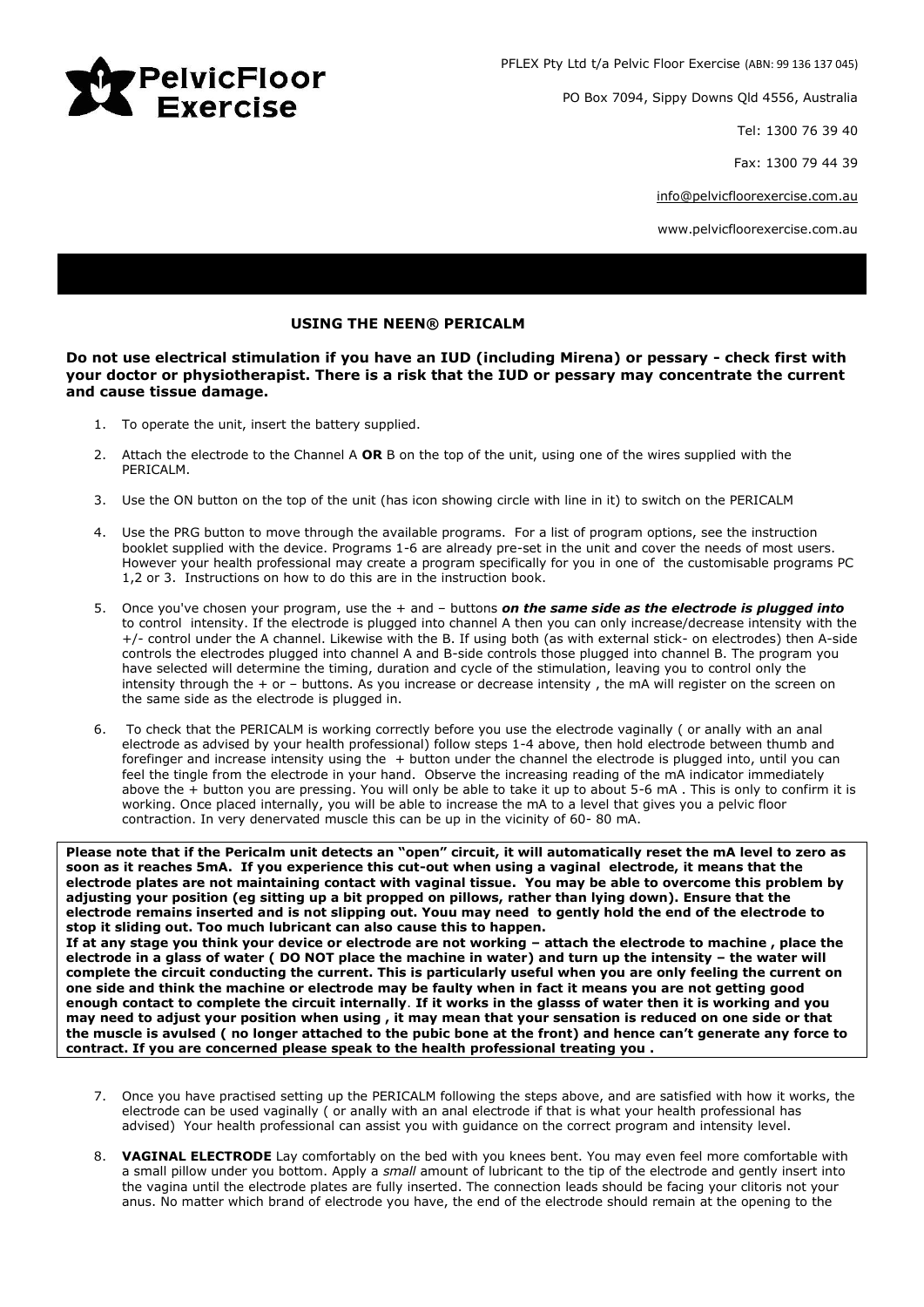PelvicFloor Exercise

PFLEX Pty Ltd t/a Pelvic Floor Exercise (ABN: 99 136 137 045)

PO Box 7094, Sippy Downs Qld 4556, Australia

Tel: 1300 76 39 40

Fax: 1300 79 44 39

info@pelvicfloorexercise.com.au

www.pelvicfloorexercise.com.au

## USING THE NEEN® PERICALM

**Do not use electrical stimulation if you have an IUD (including Mirena) or pessary - check first with your doctor or physiotherapist. There is a risk that the IUD or pessary may concentrate the current and cause tissue damage.**

1. To operate the unit, insert the battery supplied.
2. Attach the electrode to the Channel A **OR** B on the top of the unit, using one of the wires supplied with the PERICALM.
3. Use the ON button on the top of the unit (has icon showing circle with line in it) to switch on the PERICALM
4. Use the PRG button to move through the available programs. For a list of program options, see the instruction booklet supplied with the device. Programs 1-6 are already pre-set in the unit and cover the needs of most users. However your health professional may create a program specifically for you in one of the customisable programs PC 1,2 or 3. Instructions on how to do this are in the instruction book.
5. Once you've chosen your program, use the + and – buttons ***on the same side as the electrode is plugged into*** to control intensity. If the electrode is plugged into channel A then you can only increase/decrease intensity with the +/- control under the A channel. Likewise with the B. If using both (as with external stick- on electrodes) then A-side controls the electrodes plugged into channel A and B-side controls those plugged into channel B. The program you have selected will determine the timing, duration and cycle of the stimulation, leaving you to control only the intensity through the + or – buttons. As you increase or decrease intensity , the mA will register on the screen on the same side as the electrode is plugged in.
6. To check that the PERICALM is working correctly before you use the electrode vaginally ( or anally with an anal electrode as advised by your health professional) follow steps 1-4 above, then hold electrode between thumb and forefinger and increase intensity using the + button under the channel the electrode is plugged into, until you can feel the tingle from the electrode in your hand. Observe the increasing reading of the mA indicator immediately above the + button you are pressing. You will only be able to take it up to about 5-6 mA . This is only to confirm it is working. Once placed internally, you will be able to increase the mA to a level that gives you a pelvic floor contraction. In very denervated muscle this can be up in the vicinity of 60- 80 mA.

**Please note that if the Pericalm unit detects an "open" circuit, it will automatically reset the mA level to zero as soon as it reaches 5mA. If you experience this cut-out when using a vaginal electrode, it means that the electrode plates are not maintaining contact with vaginal tissue. You may be able to overcome this problem by adjusting your position (eg sitting up a bit propped on pillows, rather than lying down). Ensure that the electrode remains inserted and is not slipping out. Youu may need to gently hold the end of the electrode to stop it sliding out. Too much lubricant can also cause this to happen.**
**If at any stage you think your device or electrode are not working – attach the electrode to machine , place the electrode in a glass of water ( DO NOT place the machine in water) and turn up the intensity – the water will complete the circuit conducting the current. This is particularly useful when you are only feeling the current on one side and think the machine or electrode may be faulty when in fact it means you are not getting good enough contact to complete the circuit internally. If it works in the glasss of water then it is working and you may need to adjust your position when using , it may mean that your sensation is reduced on one side or that the muscle is avulsed ( no longer attached to the pubic bone at the front) and hence can't generate any force to contract. If you are concerned please speak to the health professional treating you .**

7. Once you have practised setting up the PERICALM following the steps above, and are satisfied with how it works, the electrode can be used vaginally ( or anally with an anal electrode if that is what your health professional has advised) Your health professional can assist you with guidance on the correct program and intensity level.
8. **VAGINAL ELECTRODE** Lay comfortably on the bed with you knees bent. You may even feel more comfortable with a small pillow under you bottom. Apply a *small* amount of lubricant to the tip of the electrode and gently insert into the vagina until the electrode plates are fully inserted. The connection leads should be facing your clitoris not your anus. No matter which brand of electrode you have, the end of the electrode should remain at the opening to the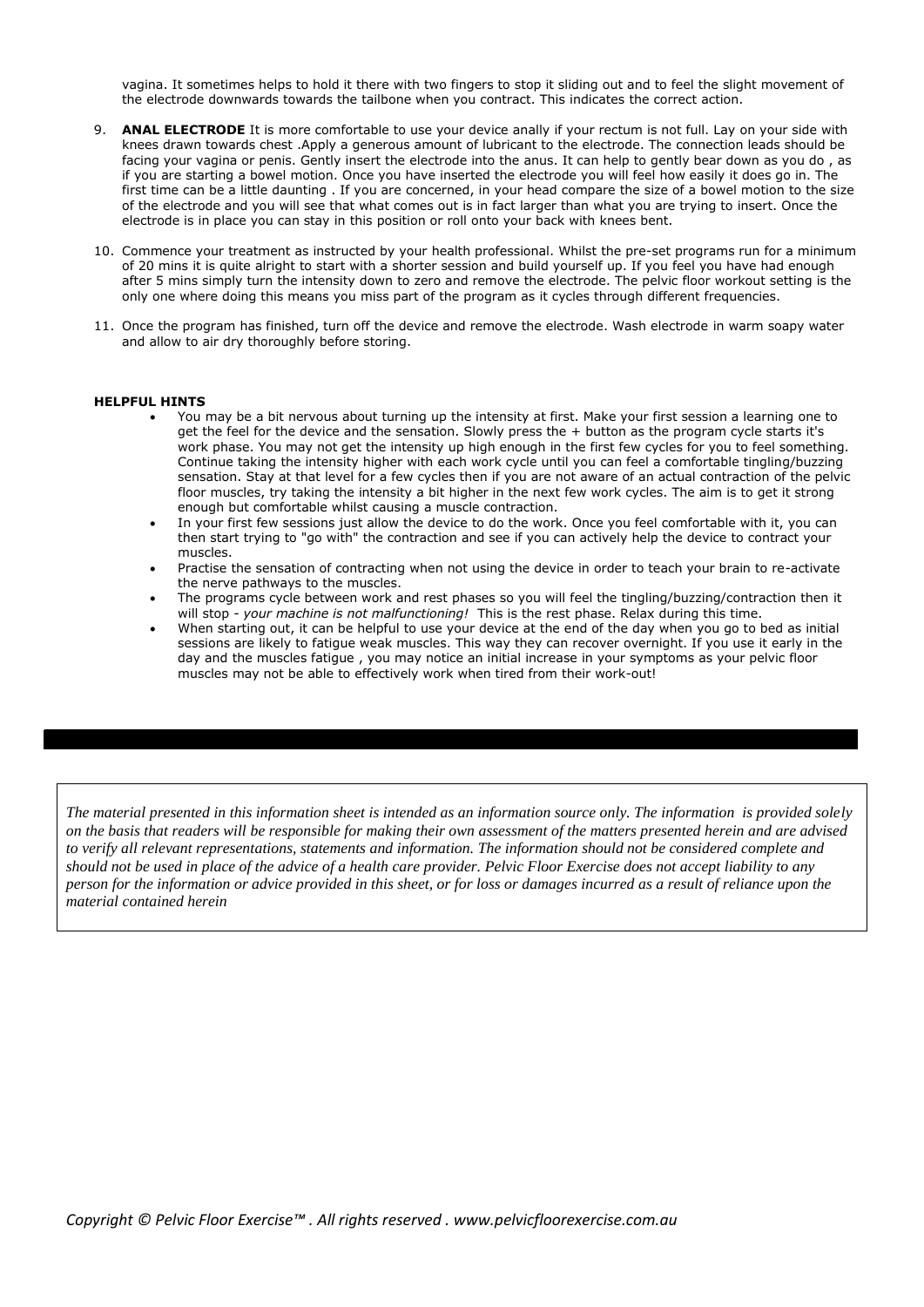vagina. It sometimes helps to hold it there with two fingers to stop it sliding out and to feel the slight movement of the electrode downwards towards the tailbone when you contract. This indicates the correct action.

9. **ANAL ELECTRODE** It is more comfortable to use your device anally if your rectum is not full. Lay on your side with knees drawn towards chest .Apply a generous amount of lubricant to the electrode. The connection leads should be facing your vagina or penis. Gently insert the electrode into the anus. It can help to gently bear down as you do , as if you are starting a bowel motion. Once you have inserted the electrode you will feel how easily it does go in. The first time can be a little daunting . If you are concerned, in your head compare the size of a bowel motion to the size of the electrode and you will see that what comes out is in fact larger than what you are trying to insert. Once the electrode is in place you can stay in this position or roll onto your back with knees bent.

10. Commence your treatment as instructed by your health professional. Whilst the pre-set programs run for a minimum of 20 mins it is quite alright to start with a shorter session and build yourself up. If you feel you have had enough after 5 mins simply turn the intensity down to zero and remove the electrode. The pelvic floor workout setting is the only one where doing this means you miss part of the program as it cycles through different frequencies.

11. Once the program has finished, turn off the device and remove the electrode. Wash electrode in warm soapy water and allow to air dry thoroughly before storing.

**HELPFUL HINTS**

- You may be a bit nervous about turning up the intensity at first. Make your first session a learning one to get the feel for the device and the sensation. Slowly press the + button as the program cycle starts it's work phase. You may not get the intensity up high enough in the first few cycles for you to feel something. Continue taking the intensity higher with each work cycle until you can feel a comfortable tingling/buzzing sensation. Stay at that level for a few cycles then if you are not aware of an actual contraction of the pelvic floor muscles, try taking the intensity a bit higher in the next few work cycles. The aim is to get it strong enough but comfortable whilst causing a muscle contraction.
- In your first few sessions just allow the device to do the work. Once you feel comfortable with it, you can then start trying to "go with" the contraction and see if you can actively help the device to contract your muscles.
- Practise the sensation of contracting when not using the device in order to teach your brain to re-activate the nerve pathways to the muscles.
- The programs cycle between work and rest phases so you will feel the tingling/buzzing/contraction then it will stop - *your machine is not malfunctioning!* This is the rest phase. Relax during this time.
- When starting out, it can be helpful to use your device at the end of the day when you go to bed as initial sessions are likely to fatigue weak muscles. This way they can recover overnight. If you use it early in the day and the muscles fatigue , you may notice an initial increase in your symptoms as your pelvic floor muscles may not be able to effectively work when tired from their work-out!

*The material presented in this information sheet is intended as an information source only. The information is provided solely on the basis that readers will be responsible for making their own assessment of the matters presented herein and are advised to verify all relevant representations, statements and information. The information should not be considered complete and should not be used in place of the advice of a health care provider. Pelvic Floor Exercise does not accept liability to any person for the information or advice provided in this sheet, or for loss or damages incurred as a result of reliance upon the material contained herein*

*Copyright © Pelvic Floor Exercise™ . All rights reserved . www.pelvicfloorexercise.com.au*